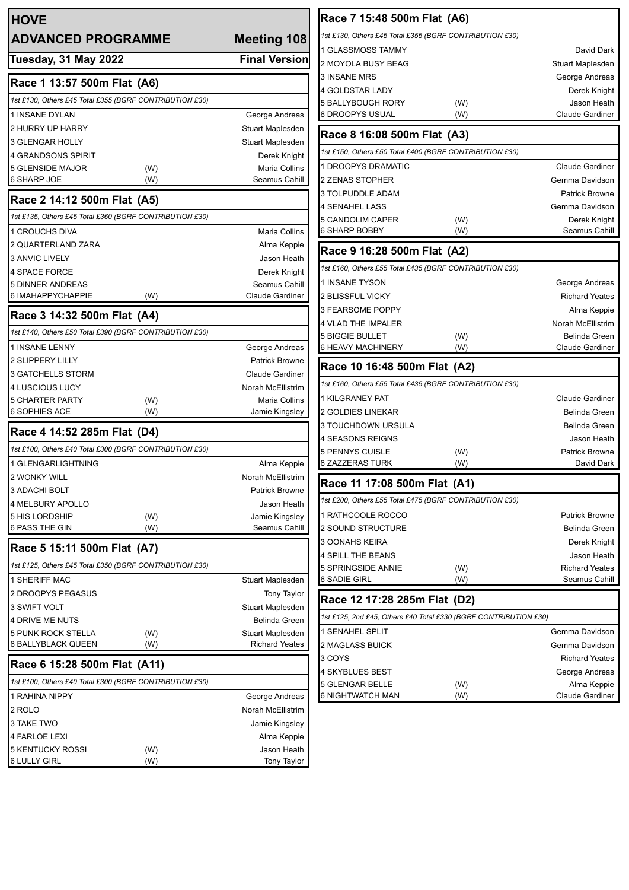# HOVE

## ADVANCED PROGRAMME — Meeting 108

**Tuesday, 31 May 2022** — **Final Version**

### Race 1 13:57 500m Flat (A6)

*1st £130, Others £45 Total £355 (BGRF CONTRIBUTION £30)*

| Trap | Greyhound | | Trainer |
|---|---|---|---|
| 1 | INSANE DYLAN | | George Andreas |
| 2 | HURRY UP HARRY | | Stuart Maplesden |
| 3 | GLENGAR HOLLY | | Stuart Maplesden |
| 4 | GRANDSONS SPIRIT | | Derek Knight |
| 5 | GLENSIDE MAJOR | (W) | Maria Collins |
| 6 | SHARP JOE | (W) | Seamus Cahill |

### Race 2 14:12 500m Flat (A5)

*1st £135, Others £45 Total £360 (BGRF CONTRIBUTION £30)*

| Trap | Greyhound | | Trainer |
|---|---|---|---|
| 1 | CROUCHS DIVA | | Maria Collins |
| 2 | QUARTERLAND ZARA | | Alma Keppie |
| 3 | ANVIC LIVELY | | Jason Heath |
| 4 | SPACE FORCE | | Derek Knight |
| 5 | DINNER ANDREAS | | Seamus Cahill |
| 6 | IMAHAPPYCHAPPIE | (W) | Claude Gardiner |

### Race 3 14:32 500m Flat (A4)

*1st £140, Others £50 Total £390 (BGRF CONTRIBUTION £30)*

| Trap | Greyhound | | Trainer |
|---|---|---|---|
| 1 | INSANE LENNY | | George Andreas |
| 2 | SLIPPERY LILLY | | Patrick Browne |
| 3 | GATCHELLS STORM | | Claude Gardiner |
| 4 | LUSCIOUS LUCY | | Norah McEllistrim |
| 5 | CHARTER PARTY | (W) | Maria Collins |
| 6 | SOPHIES ACE | (W) | Jamie Kingsley |

### Race 4 14:52 285m Flat (D4)

*1st £100, Others £40 Total £300 (BGRF CONTRIBUTION £30)*

| Trap | Greyhound | | Trainer |
|---|---|---|---|
| 1 | GLENGARLIGHTNING | | Alma Keppie |
| 2 | WONKY WILL | | Norah McEllistrim |
| 3 | ADACHI BOLT | | Patrick Browne |
| 4 | MELBURY APOLLO | | Jason Heath |
| 5 | HIS LORDSHIP | (W) | Jamie Kingsley |
| 6 | PASS THE GIN | (W) | Seamus Cahill |

### Race 5 15:11 500m Flat (A7)

*1st £125, Others £45 Total £350 (BGRF CONTRIBUTION £30)*

| Trap | Greyhound | | Trainer |
|---|---|---|---|
| 1 | SHERIFF MAC | | Stuart Maplesden |
| 2 | DROOPYS PEGASUS | | Tony Taylor |
| 3 | SWIFT VOLT | | Stuart Maplesden |
| 4 | DRIVE ME NUTS | | Belinda Green |
| 5 | PUNK ROCK STELLA | (W) | Stuart Maplesden |
| 6 | BALLYBLACK QUEEN | (W) | Richard Yeates |

### Race 6 15:28 500m Flat (A11)

*1st £100, Others £40 Total £300 (BGRF CONTRIBUTION £30)*

| Trap | Greyhound | | Trainer |
|---|---|---|---|
| 1 | RAHINA NIPPY | | George Andreas |
| 2 | ROLO | | Norah McEllistrim |
| 3 | TAKE TWO | | Jamie Kingsley |
| 4 | FARLOE LEXI | | Alma Keppie |
| 5 | KENTUCKY ROSSI | (W) | Jason Heath |
| 6 | LULLY GIRL | (W) | Tony Taylor |

### Race 7 15:48 500m Flat (A6)

*1st £130, Others £45 Total £355 (BGRF CONTRIBUTION £30)*

| Trap | Greyhound | | Trainer |
|---|---|---|---|
| 1 | GLASSMOSS TAMMY | | David Dark |
| 2 | MOYOLA BUSY BEAG | | Stuart Maplesden |
| 3 | INSANE MRS | | George Andreas |
| 4 | GOLDSTAR LADY | | Derek Knight |
| 5 | BALLYBOUGH RORY | (W) | Jason Heath |
| 6 | DROOPYS USUAL | (W) | Claude Gardiner |

### Race 8 16:08 500m Flat (A3)

*1st £150, Others £50 Total £400 (BGRF CONTRIBUTION £30)*

| Trap | Greyhound | | Trainer |
|---|---|---|---|
| 1 | DROOPYS DRAMATIC | | Claude Gardiner |
| 2 | ZENAS STOPHER | | Gemma Davidson |
| 3 | TOLPUDDLE ADAM | | Patrick Browne |
| 4 | SENAHEL LASS | | Gemma Davidson |
| 5 | CANDOLIM CAPER | (W) | Derek Knight |
| 6 | SHARP BOBBY | (W) | Seamus Cahill |

### Race 9 16:28 500m Flat (A2)

*1st £160, Others £55 Total £435 (BGRF CONTRIBUTION £30)*

| Trap | Greyhound | | Trainer |
|---|---|---|---|
| 1 | INSANE TYSON | | George Andreas |
| 2 | BLISSFUL VICKY | | Richard Yeates |
| 3 | FEARSOME POPPY | | Alma Keppie |
| 4 | VLAD THE IMPALER | | Norah McEllistrim |
| 5 | BIGGIE BULLET | (W) | Belinda Green |
| 6 | HEAVY MACHINERY | (W) | Claude Gardiner |

### Race 10 16:48 500m Flat (A2)

*1st £160, Others £55 Total £435 (BGRF CONTRIBUTION £30)*

| Trap | Greyhound | | Trainer |
|---|---|---|---|
| 1 | KILGRANEY PAT | | Claude Gardiner |
| 2 | GOLDIES LINEKAR | | Belinda Green |
| 3 | TOUCHDOWN URSULA | | Belinda Green |
| 4 | SEASONS REIGNS | | Jason Heath |
| 5 | PENNYS CUISLE | (W) | Patrick Browne |
| 6 | ZAZZERAS TURK | (W) | David Dark |

### Race 11 17:08 500m Flat (A1)

*1st £200, Others £55 Total £475 (BGRF CONTRIBUTION £30)*

| Trap | Greyhound | | Trainer |
|---|---|---|---|
| 1 | RATHCOOLE ROCCO | | Patrick Browne |
| 2 | SOUND STRUCTURE | | Belinda Green |
| 3 | OONAHS KEIRA | | Derek Knight |
| 4 | SPILL THE BEANS | | Jason Heath |
| 5 | SPRINGSIDE ANNIE | (W) | Richard Yeates |
| 6 | SADIE GIRL | (W) | Seamus Cahill |

### Race 12 17:28 285m Flat (D2)

*1st £125, 2nd £45, Others £40 Total £330 (BGRF CONTRIBUTION £30)*

| Trap | Greyhound | | Trainer |
|---|---|---|---|
| 1 | SENAHEL SPLIT | | Gemma Davidson |
| 2 | MAGLASS BUICK | | Gemma Davidson |
| 3 | COYS | | Richard Yeates |
| 4 | SKYBLUES BEST | | George Andreas |
| 5 | GLENGAR BELLE | (W) | Alma Keppie |
| 6 | NIGHTWATCH MAN | (W) | Claude Gardiner |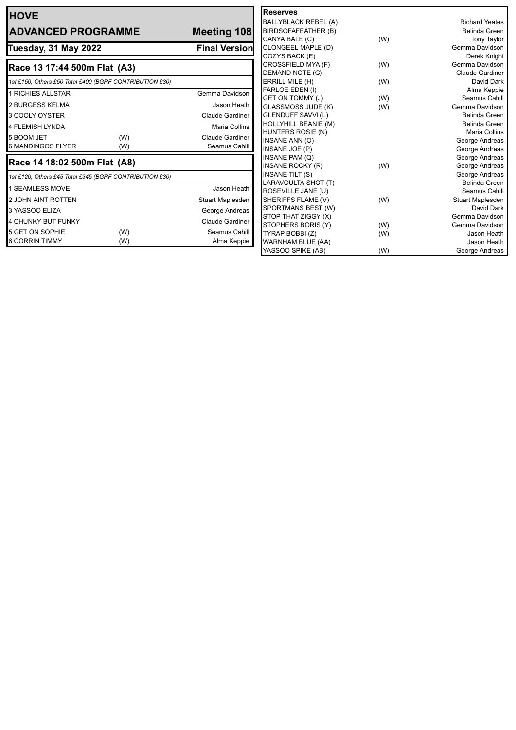# HOVE

## ADVANCED PROGRAMME — Meeting 108

**Tuesday, 31 May 2022** — **Final Version**

### Race 13 17:44 500m Flat (A3)

*1st £150, Others £50 Total £400 (BGRF CONTRIBUTION £30)*

| | | |
|---|---|---|
| 1 RICHIES ALLSTAR | | Gemma Davidson |
| 2 BURGESS KELMA | | Jason Heath |
| 3 COOLY OYSTER | | Claude Gardiner |
| 4 FLEMISH LYNDA | | Maria Collins |
| 5 BOOM JET | (W) | Claude Gardiner |
| 6 MANDINGOS FLYER | (W) | Seamus Cahill |

### Race 14 18:02 500m Flat (A8)

*1st £120, Others £45 Total £345 (BGRF CONTRIBUTION £30)*

| | | |
|---|---|---|
| 1 SEAMLESS MOVE | | Jason Heath |
| 2 JOHN AINT ROTTEN | | Stuart Maplesden |
| 3 YASSOO ELIZA | | George Andreas |
| 4 CHUNKY BUT FUNKY | | Claude Gardiner |
| 5 GET ON SOPHIE | (W) | Seamus Cahill |
| 6 CORRIN TIMMY | (W) | Alma Keppie |

### Reserves

| | | |
|---|---|---|
| BALLYBLACK REBEL (A) | | Richard Yeates |
| BIRDSOFAFEATHER (B) | | Belinda Green |
| CANYA BALE (C) | (W) | Tony Taylor |
| CLONGEEL MAPLE (D) | | Gemma Davidson |
| COZYS BACK (E) | | Derek Knight |
| CROSSFIELD MYA (F) | (W) | Gemma Davidson |
| DEMAND NOTE (G) | | Claude Gardiner |
| ERRILL MILE (H) | (W) | David Dark |
| FARLOE EDEN (I) | | Alma Keppie |
| GET ON TOMMY (J) | (W) | Seamus Cahill |
| GLASSMOSS JUDE (K) | (W) | Gemma Davidson |
| GLENDUFF SAVVI (L) | | Belinda Green |
| HOLLYHILL BEANIE (M) | | Belinda Green |
| HUNTERS ROSIE (N) | | Maria Collins |
| INSANE ANN (O) | | George Andreas |
| INSANE JOE (P) | | George Andreas |
| INSANE PAM (Q) | | George Andreas |
| INSANE ROCKY (R) | (W) | George Andreas |
| INSANE TILT (S) | | George Andreas |
| LARAVOULTA SHOT (T) | | Belinda Green |
| ROSEVILLE JANE (U) | | Seamus Cahill |
| SHERIFFS FLAME (V) | (W) | Stuart Maplesden |
| SPORTMANS BEST (W) | | David Dark |
| STOP THAT ZIGGY (X) | | Gemma Davidson |
| STOPHERS BORIS (Y) | (W) | Gemma Davidson |
| TYRAP BOBBI (Z) | (W) | Jason Heath |
| WARNHAM BLUE (AA) | | Jason Heath |
| YASSOO SPIKE (AB) | (W) | George Andreas |